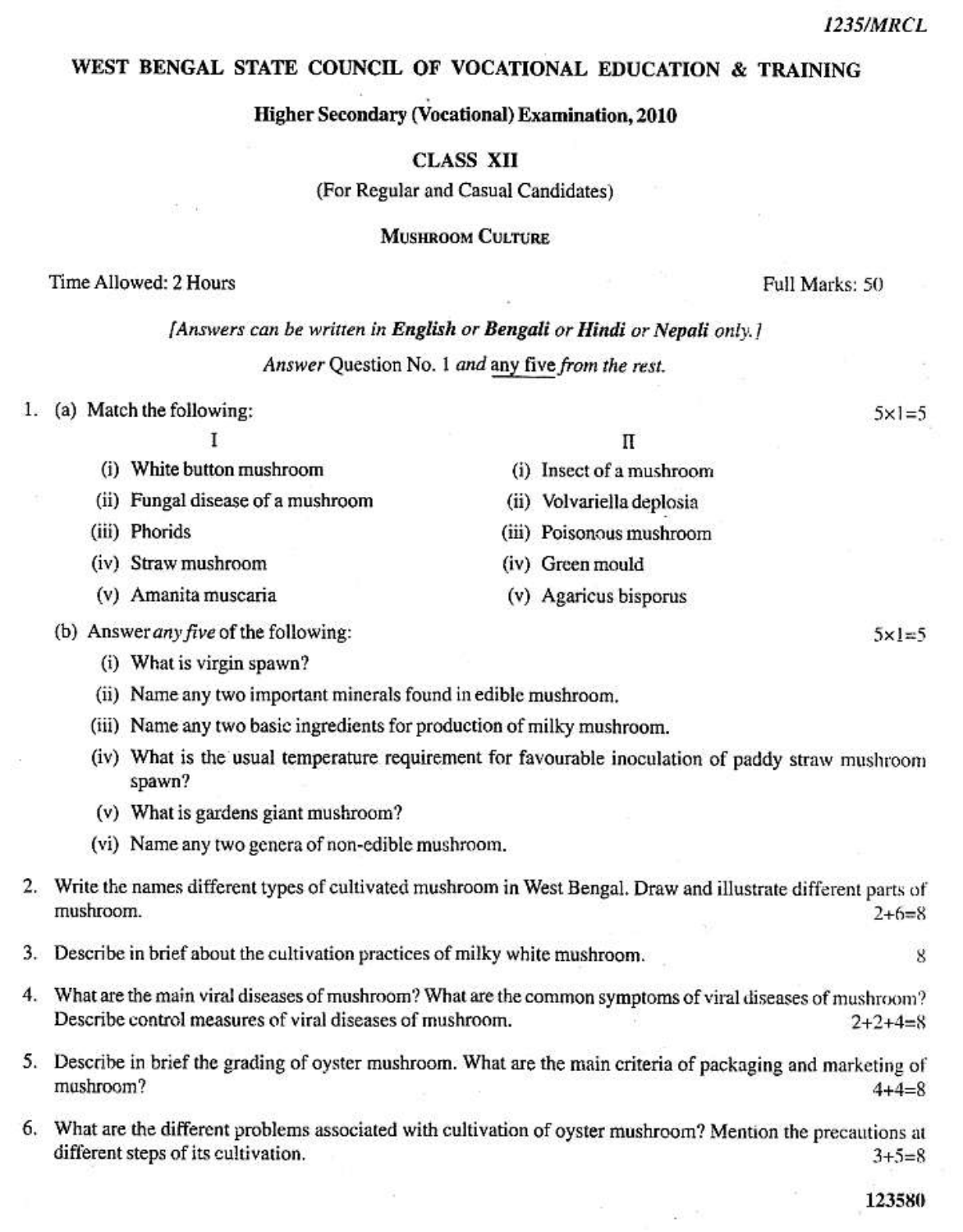1235/MRCL

# WEST BENGAL STATE COUNCIL OF VOCATIONAL EDUCATION & TRAINING

## Higher Secondary (Vocational) Examination, 2010

### CLASS XII

(For Regular and Casual Candidates)

### Mushroom Culture

Time Allowed: 2 Hours — Full Marks: 50

*[Answers can be written in **English** or **Bengali** or **Hindi** or **Nepali** only.]*

*Answer* Question No. 1 *and* any five *from the rest.*

1. (a) Match the following: — 5×1=5

| I | II |
|---|---|
| (i) White button mushroom | (i) Insect of a mushroom |
| (ii) Fungal disease of a mushroom | (ii) Volvariella deplosia |
| (iii) Phorids | (iii) Poisonous mushroom |
| (iv) Straw mushroom | (iv) Green mould |
| (v) Amanita muscaria | (v) Agaricus bisporus |

(b) Answer *any five* of the following: — 5×1=5

- (i) What is virgin spawn?
- (ii) Name any two important minerals found in edible mushroom.
- (iii) Name any two basic ingredients for production of milky mushroom.
- (iv) What is the usual temperature requirement for favourable inoculation of paddy straw mushroom spawn?
- (v) What is gardens giant mushroom?
- (vi) Name any two genera of non-edible mushroom.

2. Write the names different types of cultivated mushroom in West Bengal. Draw and illustrate different parts of mushroom. — 2+6=8

3. Describe in brief about the cultivation practices of milky white mushroom. — 8

4. What are the main viral diseases of mushroom? What are the common symptoms of viral diseases of mushroom? Describe control measures of viral diseases of mushroom. — 2+2+4=8

5. Describe in brief the grading of oyster mushroom. What are the main criteria of packaging and marketing of mushroom? — 4+4=8

6. What are the different problems associated with cultivation of oyster mushroom? Mention the precautions at different steps of its cultivation. — 3+5=8

123580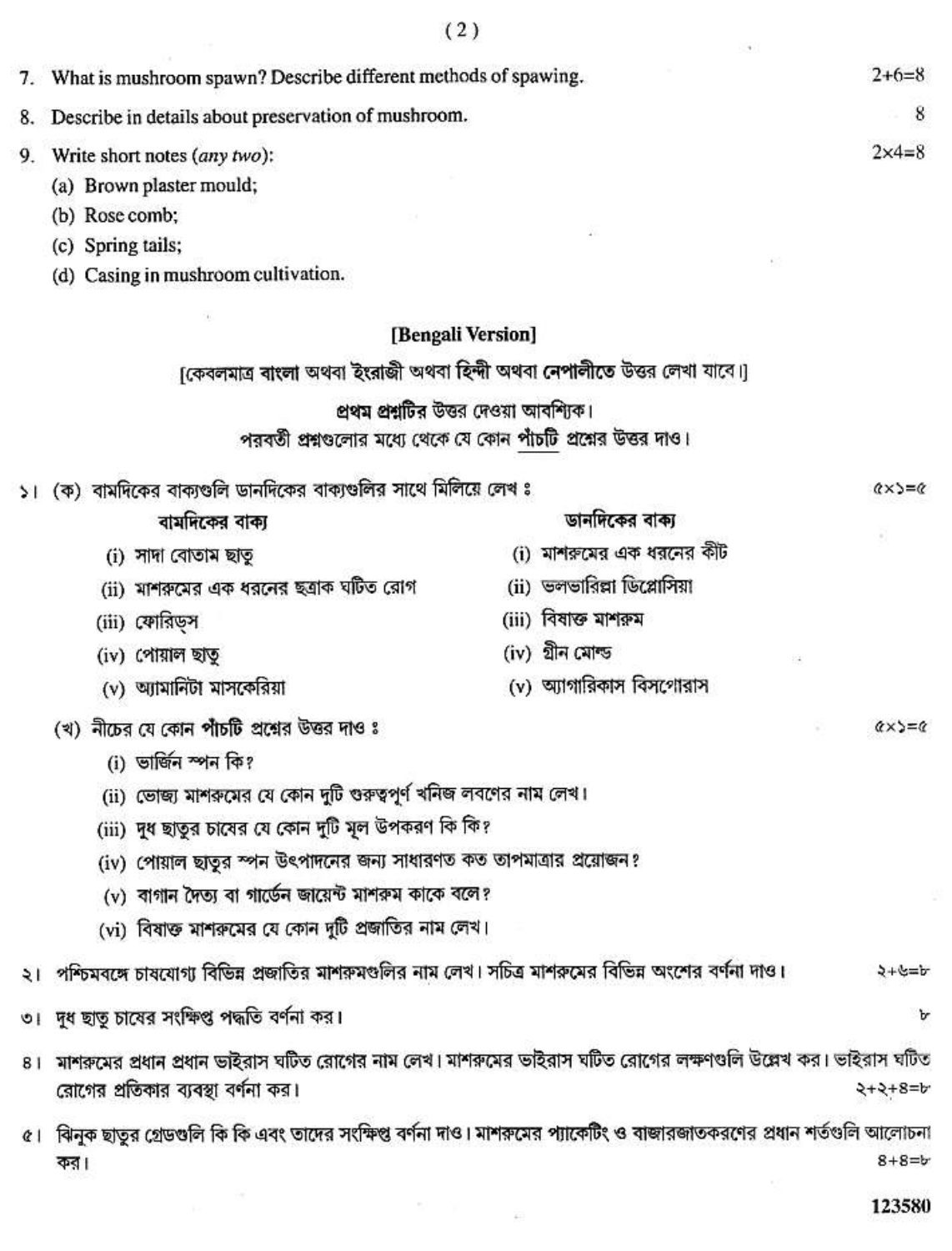7. What is mushroom spawn? Describe different methods of spawing. 2+6=8

8. Describe in details about preservation of mushroom. 8

9. Write short notes (*any two*): 2×4=8

   (a) Brown plaster mould;

   (b) Rose comb;

   (c) Spring tails;

   (d) Casing in mushroom cultivation.

## [Bengali Version]

[কেবলমাত্র **বাংলা** অথবা **ইংরাজী** অথবা **হিন্দী** অথবা **নেপালীতে** উত্তর লেখা যাবে।]

**প্রথম প্রশ্নটির** উত্তর দেওয়া আবশ্যিক।

পরবর্তী প্রশ্নগুলোর মধ্যে থেকে যে কোন পাঁচটি প্রশ্নের উত্তর দাও।

১। (ক) বামদিকের বাক্যগুলি ডানদিকের বাক্যগুলির সাথে মিলিয়ে লেখ : ৫×১=৫

| বামদিকের বাক্য | ডানদিকের বাক্য |
|---|---|
| (i) সাদা বোতাম ছাতু | (i) মাশরুমের এক ধরনের কীট |
| (ii) মাশরুমের এক ধরনের ছত্রাক ঘটিত রোগ | (ii) ভলভারিল্লা ডিপ্লোসিয়া |
| (iii) ফোরিড্স | (iii) বিষাক্ত মাশরুম |
| (iv) পোয়াল ছাতু | (iv) গ্রীন মোল্ড |
| (v) অ্যামানিটা মাসকেরিয়া | (v) অ্যাগারিকাস বিসগোরাস |

(খ) নীচের যে কোন **পাঁচটি** প্রশ্নের উত্তর দাও : ৫×১=৫

   (i) ভার্জিন স্পন কি?

   (ii) ভোজ্য মাশরুমের যে কোন দুটি গুরুত্বপূর্ণ খনিজ লবণের নাম লেখ।

   (iii) দুধ ছাতুর চাষের যে কোন দুটি মূল উপকরণ কি কি?

   (iv) পোয়াল ছাতুর স্পন উৎপাদনের জন্য সাধারণত কত তাপমাত্রার প্রয়োজন?

   (v) বাগান দৈত্য বা গার্ডেন জায়েন্ট মাশরুম কাকে বলে?

   (vi) বিষাক্ত মাশরুমের যে কোন দুটি প্রজাতির নাম লেখ।

২। পশ্চিমবঙ্গে চাষযোগ্য বিভিন্ন প্রজাতির মাশরুমগুলির নাম লেখ। সচিত্র মাশরুমের বিভিন্ন অংশের বর্ণনা দাও। ২+৬=৮

৩। দুধ ছাতু চাষের সংক্ষিপ্ত পদ্ধতি বর্ণনা কর। ৮

৪। মাশরুমের প্রধান প্রধান ভাইরাস ঘটিত রোগের নাম লেখ। মাশরুমের ভাইরাস ঘটিত রোগের লক্ষণগুলি উল্লেখ কর। ভাইরাস ঘটিত রোগের প্রতিকার ব্যবস্থা বর্ণনা কর। ২+২+৪=৮

৫। ঝিনুক ছাতুর গ্রেডগুলি কি কি এবং তাদের সংক্ষিপ্ত বর্ণনা দাও। মাশরুমের প্যাকেটিং ও বাজারজাতকরণের প্রধান শর্তগুলি আলোচনা কর। ৪+৪=৮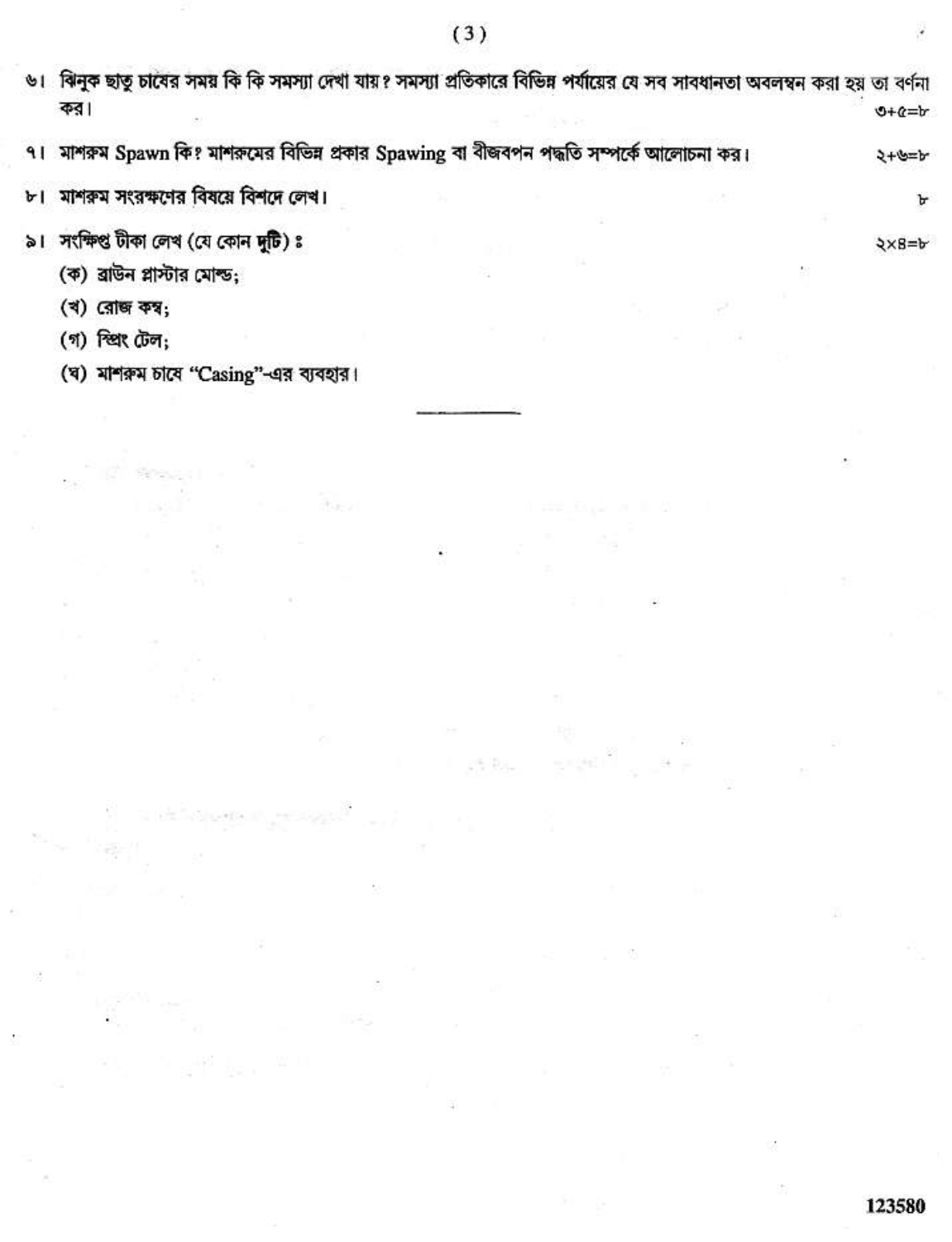৬। ঝিনুক ছাতু চাষের সময় কি কি সমস্যা দেখা যায়? সমস্যা প্রতিকারে বিভিন্ন পর্যায়ের যে সব সাবধানতা অবলম্বন করা হয় তা বর্ণনা কর। ৩+৫=৮

৭। মাশরুম Spawn কি? মাশরুমের বিভিন্ন প্রকার Spawing বা বীজবপন পদ্ধতি সম্পর্কে আলোচনা কর। ২+৬=৮

৮। মাশরুম সংরক্ষণের বিষয়ে বিশদে লেখ। ৮

৯। সংক্ষিপ্ত টীকা লেখ (যে কোন **দুটি**) ঃ ২×৪=৮

(ক) ব্রাউন প্লাস্টার মোল্ড;

(খ) রোজ কম্ব;

(গ) স্প্রিং টেল;

(ঘ) মাশরুম চাষে "Casing"-এর ব্যবহার।

123580